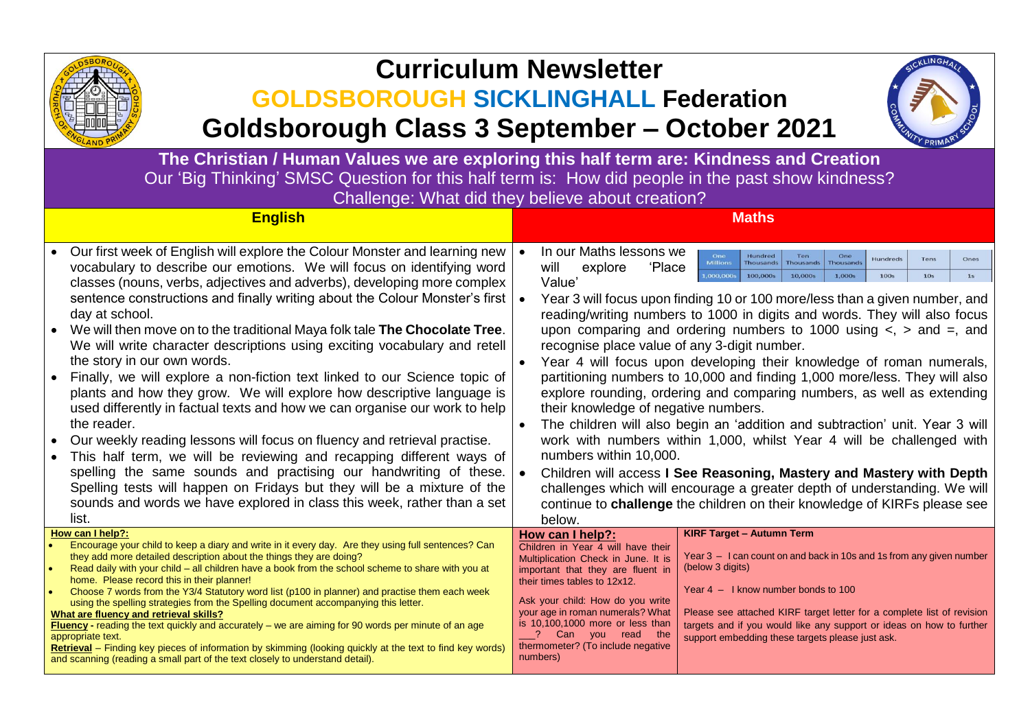# Curriculum Newsletter

## GOLDSBOROUGH SICKLINGHALL Federation

## Goldsborough Class 3 September – October 2021

**The Christian / Human Values we are exploring this half term are: Kindness and Creation**

Our 'Big Thinking' SMSC Question for this half term is: How did people in the past show kindness?

Challenge: What did they believe about creation?

### English

- Our first week of English will explore the Colour Monster and learning new vocabulary to describe our emotions. We will focus on identifying word classes (nouns, verbs, adjectives and adverbs), developing more complex sentence constructions and finally writing about the Colour Monster's first day at school.
- We will then move on to the traditional Maya folk tale **The Chocolate Tree**. We will write character descriptions using exciting vocabulary and retell the story in our own words.
- Finally, we will explore a non-fiction text linked to our Science topic of plants and how they grow. We will explore how descriptive language is used differently in factual texts and how we can organise our work to help the reader.
- Our weekly reading lessons will focus on fluency and retrieval practise.
- This half term, we will be reviewing and recapping different ways of spelling the same sounds and practising our handwriting of these. Spelling tests will happen on Fridays but they will be a mixture of the sounds and words we have explored in class this week, rather than a set list.

**How can I help?:**

- Encourage your child to keep a diary and write in it every day. Are they using full sentences? Can they add more detailed description about the things they are doing?
- Read daily with your child – all children have a book from the school scheme to share with you at home. Please record this in their planner!
- Choose 7 words from the Y3/4 Statutory word list (p100 in planner) and practise them each week using the spelling strategies from the Spelling document accompanying this letter.

**What are fluency and retrieval skills?**

**Fluency** - reading the text quickly and accurately – we are aiming for 90 words per minute of an age appropriate text.

**Retrieval** – Finding key pieces of information by skimming (looking quickly at the text to find key words) and scanning (reading a small part of the text closely to understand detail).

### Maths

- In our Maths lessons we will explore 'Place Value'

| One Millions | Hundred Thousands | Ten Thousands | One Thousands | Hundreds | Tens | Ones |
|---|---|---|---|---|---|---|
| 1,000,000s | 100,000s | 10,000s | 1,000s | 100s | 10s | 1s |

- Year 3 will focus upon finding 10 or 100 more/less than a given number, and reading/writing numbers to 1000 in digits and words. They will also focus upon comparing and ordering numbers to 1000 using <, > and =, and recognise place value of any 3-digit number.
- Year 4 will focus upon developing their knowledge of roman numerals, partitioning numbers to 10,000 and finding 1,000 more/less. They will also explore rounding, ordering and comparing numbers, as well as extending their knowledge of negative numbers.
- The children will also begin an 'addition and subtraction' unit. Year 3 will work with numbers within 1,000, whilst Year 4 will be challenged with numbers within 10,000.
- Children will access **I See Reasoning, Mastery and Mastery with Depth** challenges which will encourage a greater depth of understanding. We will continue to **challenge** the children on their knowledge of KIRFs please see below.

**How can I help?:**

Children in Year 4 will have their Multiplication Check in June. It is important that they are fluent in their times tables to 12x12.

Ask your child: How do you write your age in roman numerals? What is 10,100,1000 more or less than ___? Can you read the thermometer? (To include negative numbers)

**KIRF Target – Autumn Term**

Year 3 – I can count on and back in 10s and 1s from any given number (below 3 digits)

Year 4 – I know number bonds to 100

Please see attached KIRF target letter for a complete list of revision targets and if you would like any support or ideas on how to further support embedding these targets please just ask.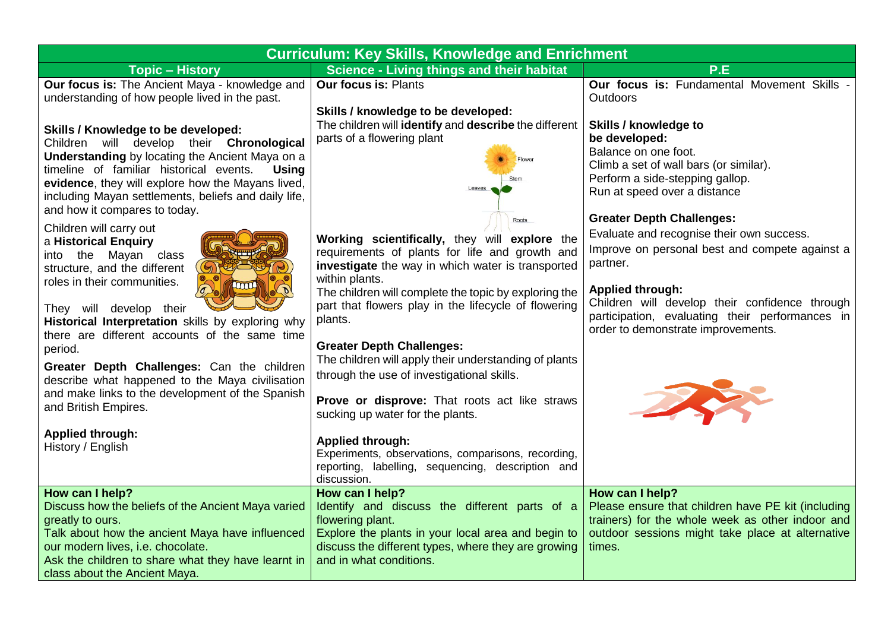# Curriculum: Key Skills, Knowledge and Enrichment

| Topic – History | Science - Living things and their habitat | P.E |
|---|---|---|
| **Our focus is:** The Ancient Maya - knowledge and understanding of how people lived in the past.<br><br>**Skills / Knowledge to be developed:**<br>Children will develop their **Chronological Understanding** by locating the Ancient Maya on a timeline of familiar historical events. **Using evidence**, they will explore how the Mayans lived, including Mayan settlements, beliefs and daily life, and how it compares to today.<br><br>Children will carry out a **Historical Enquiry** into the Mayan class structure, and the different roles in their communities.<br><br>They will develop their **Historical Interpretation** skills by exploring why there are different accounts of the same time period.<br><br>**Greater Depth Challenges:** Can the children describe what happened to the Maya civilisation and make links to the development of the Spanish and British Empires.<br><br>**Applied through:**<br>History / English | **Our focus is:** Plants<br><br>**Skills / knowledge to be developed:**<br>The children will **identify** and **describe** the different parts of a flowering plant<br><br>Flower<br>Stem<br>Leaves<br>Roots<br><br>**Working scientifically,** they will **explore** the requirements of plants for life and growth and **investigate** the way in which water is transported within plants.<br>The children will complete the topic by exploring the part that flowers play in the lifecycle of flowering plants.<br><br>**Greater Depth Challenges:**<br>The children will apply their understanding of plants through the use of investigational skills.<br><br>**Prove or disprove:** That roots act like straws sucking up water for the plants.<br><br>**Applied through:**<br>Experiments, observations, comparisons, recording, reporting, labelling, sequencing, description and discussion. | **Our focus is:** Fundamental Movement Skills - Outdoors<br><br>**Skills / knowledge to be developed:**<br>Balance on one foot.<br>Climb a set of wall bars (or similar).<br>Perform a side-stepping gallop.<br>Run at speed over a distance<br><br>**Greater Depth Challenges:**<br>Evaluate and recognise their own success.<br>Improve on personal best and compete against a partner.<br><br>**Applied through:**<br>Children will develop their confidence through participation, evaluating their performances in order to demonstrate improvements. |
| **How can I help?**<br>Discuss how the beliefs of the Ancient Maya varied greatly to ours.<br>Talk about how the ancient Maya have influenced our modern lives, i.e. chocolate.<br>Ask the children to share what they have learnt in class about the Ancient Maya. | **How can I help?**<br>Identify and discuss the different parts of a flowering plant.<br>Explore the plants in your local area and begin to discuss the different types, where they are growing and in what conditions. | **How can I help?**<br>Please ensure that children have PE kit (including trainers) for the whole week as other indoor and outdoor sessions might take place at alternative times. |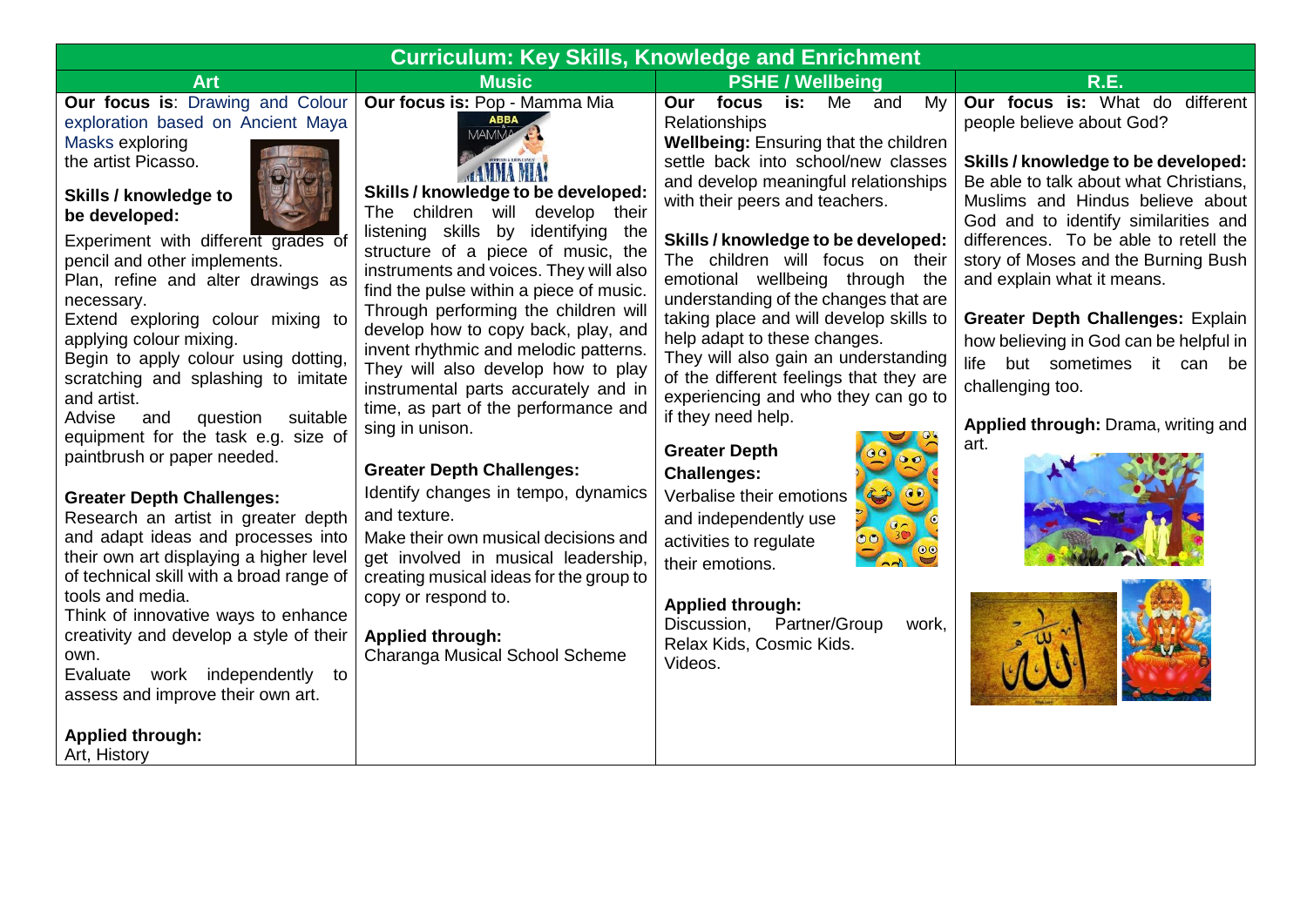# Curriculum: Key Skills, Knowledge and Enrichment

## Art

**Our focus is**: Drawing and Colour exploration based on Ancient Maya Masks exploring the artist Picasso.

**Skills / knowledge to be developed:**

Experiment with different grades of pencil and other implements.
Plan, refine and alter drawings as necessary.
Extend exploring colour mixing to applying colour mixing.
Begin to apply colour using dotting, scratching and splashing to imitate and artist.
Advise and question suitable equipment for the task e.g. size of paintbrush or paper needed.

**Greater Depth Challenges:**

Research an artist in greater depth and adapt ideas and processes into their own art displaying a higher level of technical skill with a broad range of tools and media.
Think of innovative ways to enhance creativity and develop a style of their own.
Evaluate work independently to assess and improve their own art.

**Applied through:**
Art, History

## Music

**Our focus is:** Pop - Mamma Mia

**Skills / knowledge to be developed:**
The children will develop their listening skills by identifying the structure of a piece of music, the instruments and voices. They will also find the pulse within a piece of music. Through performing the children will develop how to copy back, play, and invent rhythmic and melodic patterns. They will also develop how to play instrumental parts accurately and in time, as part of the performance and sing in unison.

**Greater Depth Challenges:**

Identify changes in tempo, dynamics and texture.
Make their own musical decisions and get involved in musical leadership, creating musical ideas for the group to copy or respond to.

**Applied through:**
Charanga Musical School Scheme

## PSHE / Wellbeing

**Our focus is:** Me and My Relationships

**Wellbeing:** Ensuring that the children settle back into school/new classes and develop meaningful relationships with their peers and teachers.

**Skills / knowledge to be developed:**
The children will focus on their emotional wellbeing through the understanding of the changes that are taking place and will develop skills to help adapt to these changes.
They will also gain an understanding of the different feelings that they are experiencing and who they can go to if they need help.

**Greater Depth Challenges:**
Verbalise their emotions and independently use activities to regulate their emotions.

**Applied through:**
Discussion, Partner/Group work, Relax Kids, Cosmic Kids. Videos.

## R.E.

**Our focus is:** What do different people believe about God?

**Skills / knowledge to be developed:**
Be able to talk about what Christians, Muslims and Hindus believe about God and to identify similarities and differences. To be able to retell the story of Moses and the Burning Bush and explain what it means.

**Greater Depth Challenges:** Explain how believing in God can be helpful in life but sometimes it can be challenging too.

**Applied through:** Drama, writing and art.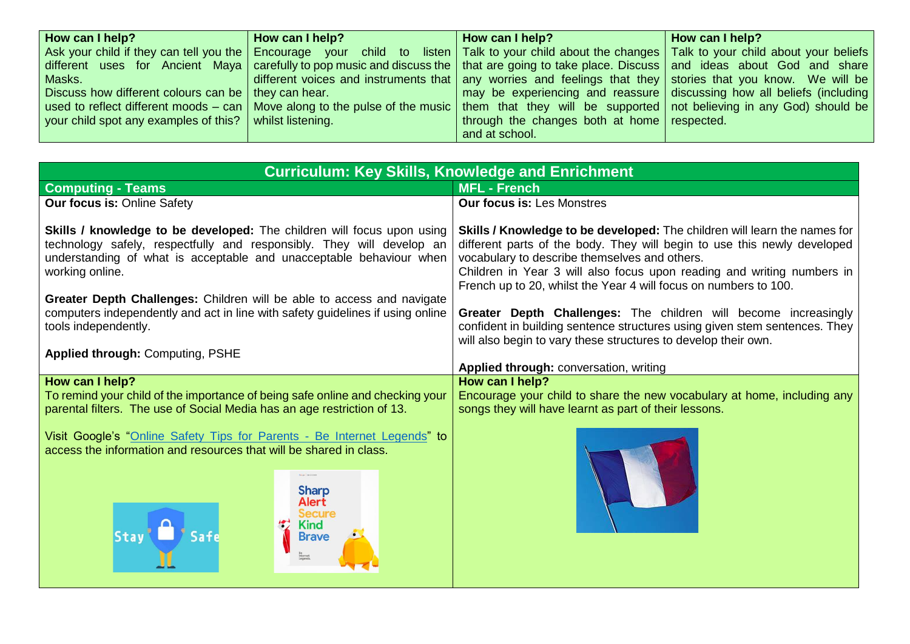| How can I help? | How can I help? | How can I help? | How can I help? |
|---|---|---|---|
| Ask your child if they can tell you the different uses for Ancient Maya Masks. Discuss how different colours can be used to reflect different moods – can your child spot any examples of this? | Encourage your child to listen carefully to pop music and discuss the different voices and instruments that they can hear. Move along to the pulse of the music whilst listening. | Talk to your child about the changes that are going to take place. Discuss any worries and feelings that they may be experiencing and reassure them that they will be supported through the changes both at home and at school. | Talk to your child about your beliefs and ideas about God and share stories that you know. We will be discussing how all beliefs (including not believing in any God) should be respected. |

## Curriculum: Key Skills, Knowledge and Enrichment

### Computing - Teams

**Our focus is:** Online Safety

**Skills / knowledge to be developed:** The children will focus upon using technology safely, respectfully and responsibly. They will develop an understanding of what is acceptable and unacceptable behaviour when working online.

**Greater Depth Challenges:** Children will be able to access and navigate computers independently and act in line with safety guidelines if using online tools independently.

**Applied through:** Computing, PSHE

**How can I help?**

To remind your child of the importance of being safe online and checking your parental filters. The use of Social Media has an age restriction of 13.

Visit Google's "Online Safety Tips for Parents - Be Internet Legends" to access the information and resources that will be shared in class.

### MFL - French

**Our focus is:** Les Monstres

**Skills / Knowledge to be developed:** The children will learn the names for different parts of the body. They will begin to use this newly developed vocabulary to describe themselves and others.
Children in Year 3 will also focus upon reading and writing numbers in French up to 20, whilst the Year 4 will focus on numbers to 100.

**Greater Depth Challenges:** The children will become increasingly confident in building sentence structures using given stem sentences. They will also begin to vary these structures to develop their own.

**Applied through:** conversation, writing

**How can I help?**

Encourage your child to share the new vocabulary at home, including any songs they will have learnt as part of their lessons.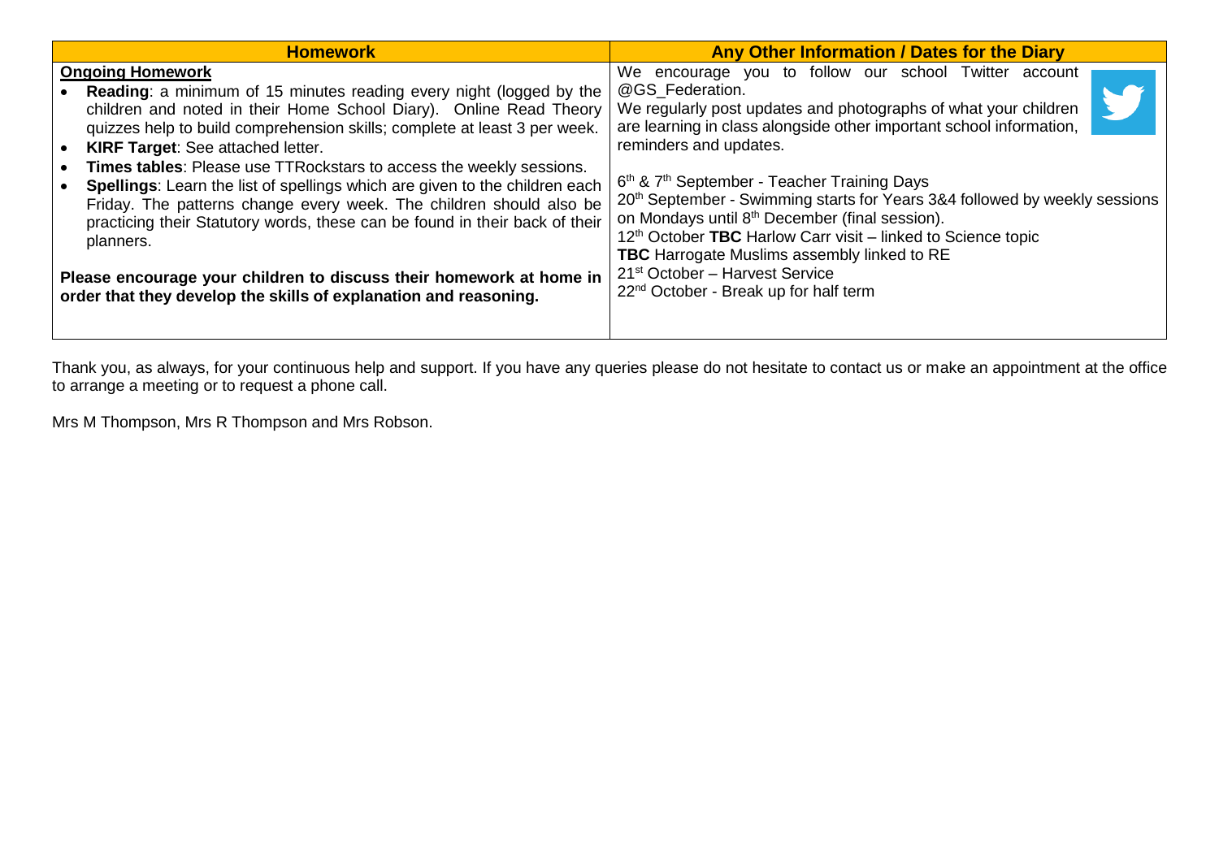| Homework | Any Other Information / Dates for the Diary |
|---|---|
| <u>**Ongoing Homework**</u><br>• **Reading**: a minimum of 15 minutes reading every night (logged by the children and noted in their Home School Diary). Online Read Theory quizzes help to build comprehension skills; complete at least 3 per week.<br>• **KIRF Target**: See attached letter.<br>• **Times tables**: Please use TTRockstars to access the weekly sessions.<br>• **Spellings**: Learn the list of spellings which are given to the children each Friday. The patterns change every week. The children should also be practicing their Statutory words, these can be found in their back of their planners.<br><br>**Please encourage your children to discuss their homework at home in order that they develop the skills of explanation and reasoning.** | We encourage you to follow our school Twitter account @GS_Federation.<br>We regularly post updates and photographs of what your children are learning in class alongside other important school information, reminders and updates.<br><br>6th & 7th September - Teacher Training Days<br>20th September - Swimming starts for Years 3&4 followed by weekly sessions on Mondays until 8th December (final session).<br>12th October **TBC** Harlow Carr visit – linked to Science topic<br>**TBC** Harrogate Muslims assembly linked to RE<br>21st October – Harvest Service<br>22nd October - Break up for half term |

Thank you, as always, for your continuous help and support. If you have any queries please do not hesitate to contact us or make an appointment at the office to arrange a meeting or to request a phone call.

Mrs M Thompson, Mrs R Thompson and Mrs Robson.